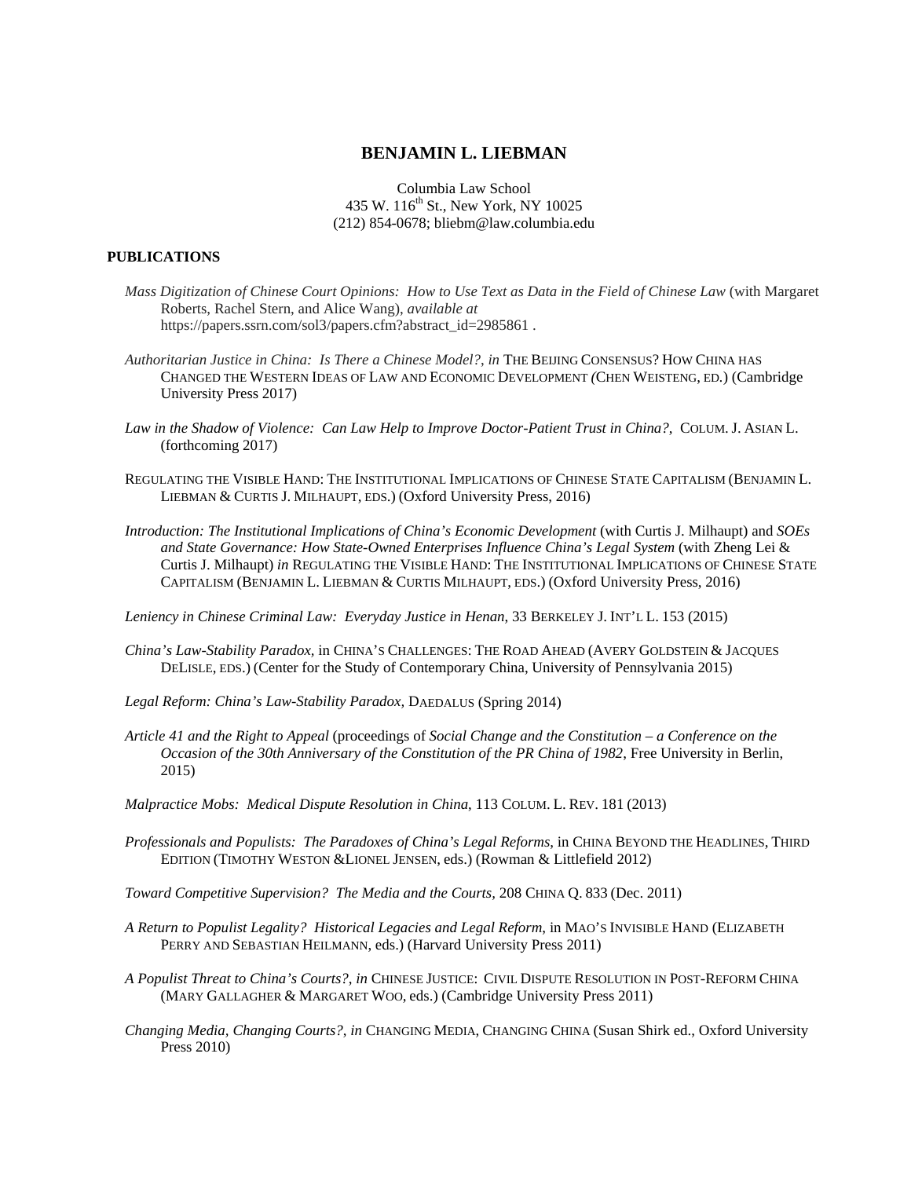# BENJAMIN L. LIEBMAN

Columbia Law School
435 W. 116th St., New York, NY 10025
(212) 854-0678; bliebm@law.columbia.edu

## PUBLICATIONS

*Mass Digitization of Chinese Court Opinions: How to Use Text as Data in the Field of Chinese Law* (with Margaret Roberts, Rachel Stern, and Alice Wang), *available at* https://papers.ssrn.com/sol3/papers.cfm?abstract_id=2985861 .

*Authoritarian Justice in China: Is There a Chinese Model?*, *in* THE BEIJING CONSENSUS? HOW CHINA HAS CHANGED THE WESTERN IDEAS OF LAW AND ECONOMIC DEVELOPMENT (CHEN WEISTENG, ED.) (Cambridge University Press 2017)

*Law in the Shadow of Violence: Can Law Help to Improve Doctor-Patient Trust in China?*, COLUM. J. ASIAN L. (forthcoming 2017)

REGULATING THE VISIBLE HAND: THE INSTITUTIONAL IMPLICATIONS OF CHINESE STATE CAPITALISM (BENJAMIN L. LIEBMAN & CURTIS J. MILHAUPT, EDS.) (Oxford University Press, 2016)

*Introduction: The Institutional Implications of China's Economic Development* (with Curtis J. Milhaupt) and *SOEs and State Governance: How State-Owned Enterprises Influence China's Legal System* (with Zheng Lei & Curtis J. Milhaupt) *in* REGULATING THE VISIBLE HAND: THE INSTITUTIONAL IMPLICATIONS OF CHINESE STATE CAPITALISM (BENJAMIN L. LIEBMAN & CURTIS MILHAUPT, EDS.) (Oxford University Press, 2016)

*Leniency in Chinese Criminal Law: Everyday Justice in Henan*, 33 BERKELEY J. INT'L L. 153 (2015)

*China's Law-Stability Paradox,* in CHINA'S CHALLENGES: THE ROAD AHEAD (AVERY GOLDSTEIN & JACQUES DELISLE, EDS.) (Center for the Study of Contemporary China, University of Pennsylvania 2015)

*Legal Reform: China's Law-Stability Paradox,* DAEDALUS (Spring 2014)

*Article 41 and the Right to Appeal* (proceedings of *Social Change and the Constitution – a Conference on the Occasion of the 30th Anniversary of the Constitution of the PR China of 1982*, Free University in Berlin, 2015)

*Malpractice Mobs: Medical Dispute Resolution in China*, 113 COLUM. L. REV. 181 (2013)

*Professionals and Populists: The Paradoxes of China's Legal Reforms*, in CHINA BEYOND THE HEADLINES, THIRD EDITION (TIMOTHY WESTON &LIONEL JENSEN, eds.) (Rowman & Littlefield 2012)

*Toward Competitive Supervision? The Media and the Courts,* 208 CHINA Q. 833 (Dec. 2011)

*A Return to Populist Legality? Historical Legacies and Legal Reform*, in MAO'S INVISIBLE HAND (ELIZABETH PERRY AND SEBASTIAN HEILMANN, eds.) (Harvard University Press 2011)

*A Populist Threat to China's Courts?*, *in* CHINESE JUSTICE: CIVIL DISPUTE RESOLUTION IN POST-REFORM CHINA (MARY GALLAGHER & MARGARET WOO, eds.) (Cambridge University Press 2011)

*Changing Media, Changing Courts?*, *in* CHANGING MEDIA, CHANGING CHINA (Susan Shirk ed., Oxford University Press 2010)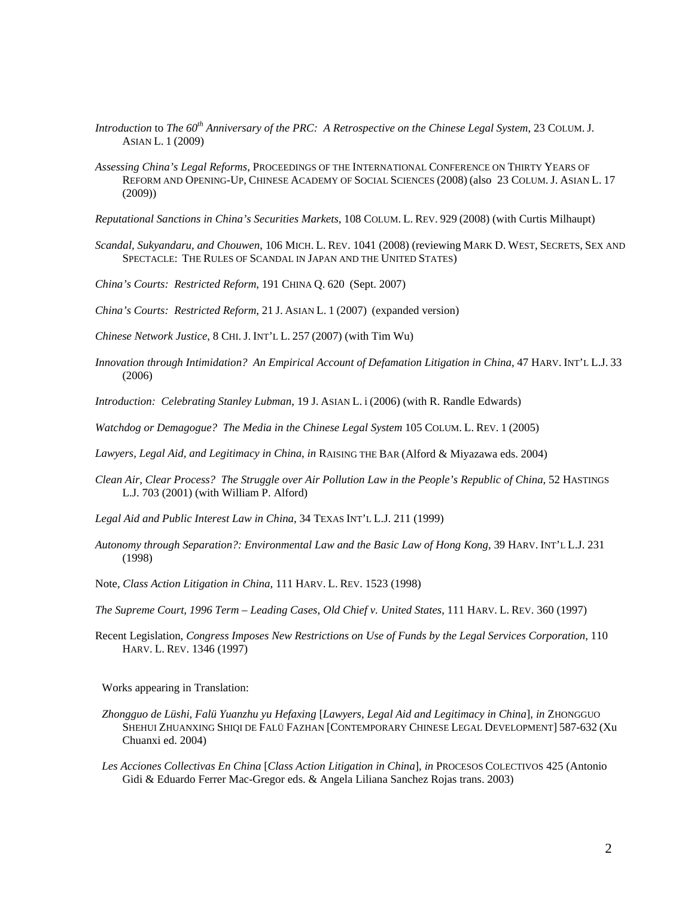*Introduction* to *The 60th Anniversary of the PRC: A Retrospective on the Chinese Legal System*, 23 COLUM. J. ASIAN L. 1 (2009)

*Assessing China's Legal Reforms*, PROCEEDINGS OF THE INTERNATIONAL CONFERENCE ON THIRTY YEARS OF REFORM AND OPENING-UP, CHINESE ACADEMY OF SOCIAL SCIENCES (2008) (also 23 COLUM. J. ASIAN L. 17 (2009))

*Reputational Sanctions in China's Securities Markets*, 108 COLUM. L. REV. 929 (2008) (with Curtis Milhaupt)

*Scandal, Sukyandaru, and Chouwen*, 106 MICH. L. REV. 1041 (2008) (reviewing MARK D. WEST, SECRETS, SEX AND SPECTACLE: THE RULES OF SCANDAL IN JAPAN AND THE UNITED STATES)

*China's Courts: Restricted Reform*, 191 CHINA Q. 620 (Sept. 2007)

*China's Courts: Restricted Reform*, 21 J. ASIAN L. 1 (2007) (expanded version)

*Chinese Network Justice*, 8 CHI. J. INT'L L. 257 (2007) (with Tim Wu)

*Innovation through Intimidation? An Empirical Account of Defamation Litigation in China*, 47 HARV. INT'L L.J. 33 (2006)

*Introduction: Celebrating Stanley Lubman*, 19 J. ASIAN L. i (2006) (with R. Randle Edwards)

*Watchdog or Demagogue? The Media in the Chinese Legal System* 105 COLUM. L. REV. 1 (2005)

*Lawyers, Legal Aid, and Legitimacy in China*, *in* RAISING THE BAR (Alford & Miyazawa eds. 2004)

*Clean Air, Clear Process? The Struggle over Air Pollution Law in the People's Republic of China*, 52 HASTINGS L.J. 703 (2001) (with William P. Alford)

*Legal Aid and Public Interest Law in China*, 34 TEXAS INT'L L.J. 211 (1999)

*Autonomy through Separation?: Environmental Law and the Basic Law of Hong Kong*, 39 HARV. INT'L L.J. 231 (1998)

Note, *Class Action Litigation in China*, 111 HARV. L. REV. 1523 (1998)

*The Supreme Court, 1996 Term – Leading Cases, Old Chief v. United States*, 111 HARV. L. REV. 360 (1997)

Recent Legislation, *Congress Imposes New Restrictions on Use of Funds by the Legal Services Corporation*, 110 HARV. L. REV. 1346 (1997)

Works appearing in Translation:

*Zhongguo de Lüshi, Falü Yuanzhu yu Hefaxing* [*Lawyers, Legal Aid and Legitimacy in China*], *in* ZHONGGUO SHEHUI ZHUANXING SHIQI DE FALÜ FAZHAN [CONTEMPORARY CHINESE LEGAL DEVELOPMENT] 587-632 (Xu Chuanxi ed. 2004)

*Les Acciones Collectivas En China* [*Class Action Litigation in China*], *in* PROCESOS COLECTIVOS 425 (Antonio Gidi & Eduardo Ferrer Mac-Gregor eds. & Angela Liliana Sanchez Rojas trans. 2003)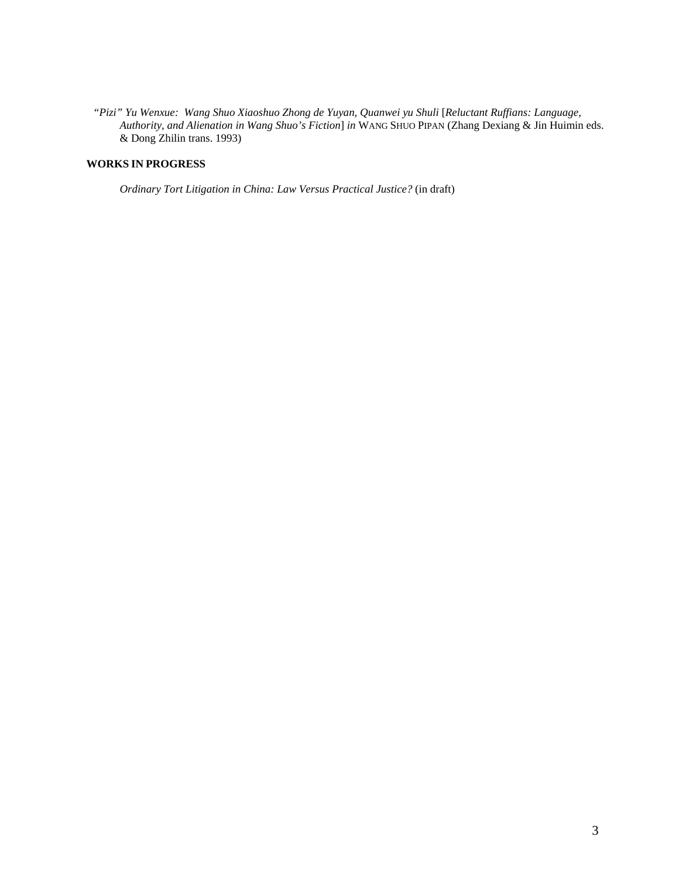*"Pizi" Yu Wenxue: Wang Shuo Xiaoshuo Zhong de Yuyan, Quanwei yu Shuli* [*Reluctant Ruffians: Language, Authority, and Alienation in Wang Shuo's Fiction*] *in* WANG SHUO PIPAN (Zhang Dexiang & Jin Huimin eds. & Dong Zhilin trans. 1993)

**WORKS IN PROGRESS**

*Ordinary Tort Litigation in China: Law Versus Practical Justice?* (in draft)